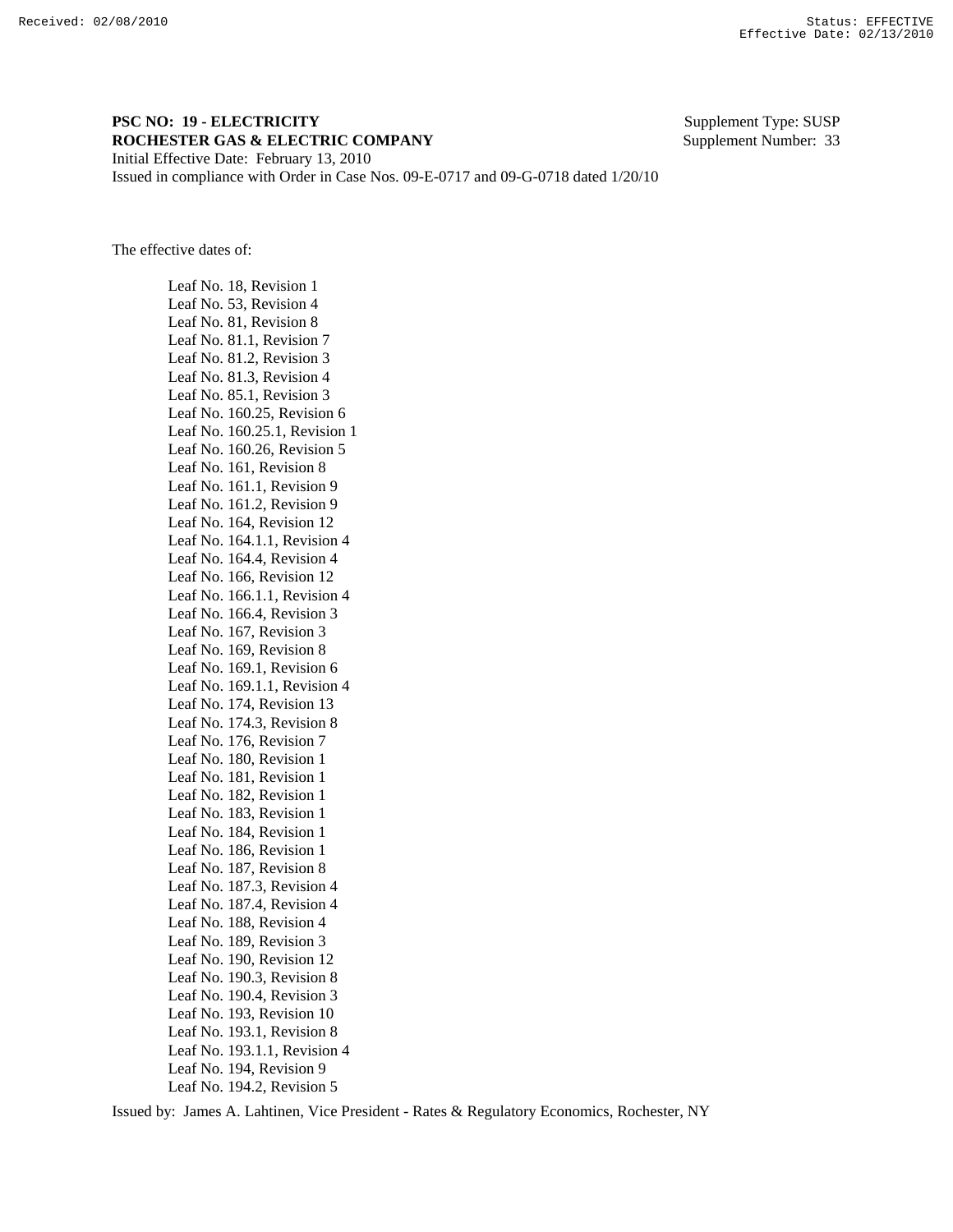**PSC NO: 19 - ELECTRICITY** Supplement Type: SUSP
**ROCHESTER GAS & ELECTRIC COMPANY** Supplement Number: 33
Initial Effective Date: February 13, 2010
Issued in compliance with Order in Case Nos. 09-E-0717 and 09-G-0718 dated 1/20/10

The effective dates of:

Leaf No. 18, Revision 1
Leaf No. 53, Revision 4
Leaf No. 81, Revision 8
Leaf No. 81.1, Revision 7
Leaf No. 81.2, Revision 3
Leaf No. 81.3, Revision 4
Leaf No. 85.1, Revision 3
Leaf No. 160.25, Revision 6
Leaf No. 160.25.1, Revision 1
Leaf No. 160.26, Revision 5
Leaf No. 161, Revision 8
Leaf No. 161.1, Revision 9
Leaf No. 161.2, Revision 9
Leaf No. 164, Revision 12
Leaf No. 164.1.1, Revision 4
Leaf No. 164.4, Revision 4
Leaf No. 166, Revision 12
Leaf No. 166.1.1, Revision 4
Leaf No. 166.4, Revision 3
Leaf No. 167, Revision 3
Leaf No. 169, Revision 8
Leaf No. 169.1, Revision 6
Leaf No. 169.1.1, Revision 4
Leaf No. 174, Revision 13
Leaf No. 174.3, Revision 8
Leaf No. 176, Revision 7
Leaf No. 180, Revision 1
Leaf No. 181, Revision 1
Leaf No. 182, Revision 1
Leaf No. 183, Revision 1
Leaf No. 184, Revision 1
Leaf No. 186, Revision 1
Leaf No. 187, Revision 8
Leaf No. 187.3, Revision 4
Leaf No. 187.4, Revision 4
Leaf No. 188, Revision 4
Leaf No. 189, Revision 3
Leaf No. 190, Revision 12
Leaf No. 190.3, Revision 8
Leaf No. 190.4, Revision 3
Leaf No. 193, Revision 10
Leaf No. 193.1, Revision 8
Leaf No. 193.1.1, Revision 4
Leaf No. 194, Revision 9
Leaf No. 194.2, Revision 5

Issued by: James A. Lahtinen, Vice President - Rates & Regulatory Economics, Rochester, NY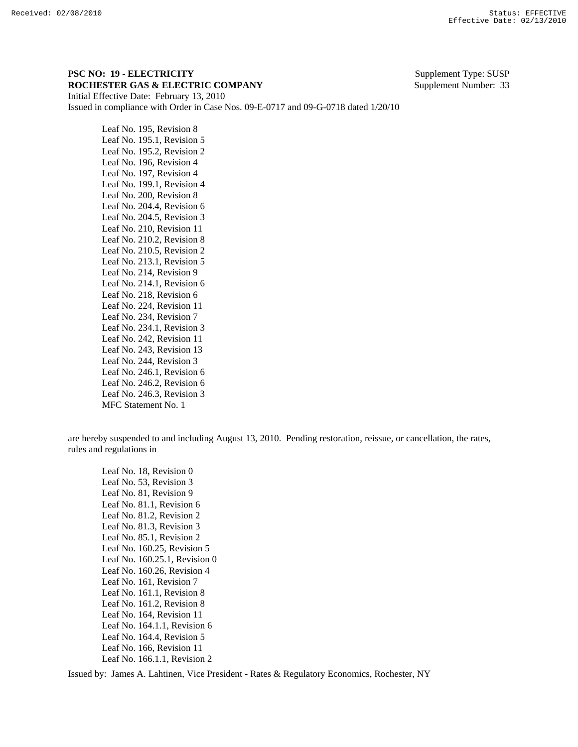**PSC NO: 19 - ELECTRICITY** Supplement Type: SUSP
**ROCHESTER GAS & ELECTRIC COMPANY** Supplement Number: 33
Initial Effective Date: February 13, 2010
Issued in compliance with Order in Case Nos. 09-E-0717 and 09-G-0718 dated 1/20/10

Leaf No. 195, Revision 8
Leaf No. 195.1, Revision 5
Leaf No. 195.2, Revision 2
Leaf No. 196, Revision 4
Leaf No. 197, Revision 4
Leaf No. 199.1, Revision 4
Leaf No. 200, Revision 8
Leaf No. 204.4, Revision 6
Leaf No. 204.5, Revision 3
Leaf No. 210, Revision 11
Leaf No. 210.2, Revision 8
Leaf No. 210.5, Revision 2
Leaf No. 213.1, Revision 5
Leaf No. 214, Revision 9
Leaf No. 214.1, Revision 6
Leaf No. 218, Revision 6
Leaf No. 224, Revision 11
Leaf No. 234, Revision 7
Leaf No. 234.1, Revision 3
Leaf No. 242, Revision 11
Leaf No. 243, Revision 13
Leaf No. 244, Revision 3
Leaf No. 246.1, Revision 6
Leaf No. 246.2, Revision 6
Leaf No. 246.3, Revision 3
MFC Statement No. 1

are hereby suspended to and including August 13, 2010. Pending restoration, reissue, or cancellation, the rates, rules and regulations in

Leaf No. 18, Revision 0
Leaf No. 53, Revision 3
Leaf No. 81, Revision 9
Leaf No. 81.1, Revision 6
Leaf No. 81.2, Revision 2
Leaf No. 81.3, Revision 3
Leaf No. 85.1, Revision 2
Leaf No. 160.25, Revision 5
Leaf No. 160.25.1, Revision 0
Leaf No. 160.26, Revision 4
Leaf No. 161, Revision 7
Leaf No. 161.1, Revision 8
Leaf No. 161.2, Revision 8
Leaf No. 164, Revision 11
Leaf No. 164.1.1, Revision 6
Leaf No. 164.4, Revision 5
Leaf No. 166, Revision 11
Leaf No. 166.1.1, Revision 2

Issued by: James A. Lahtinen, Vice President - Rates & Regulatory Economics, Rochester, NY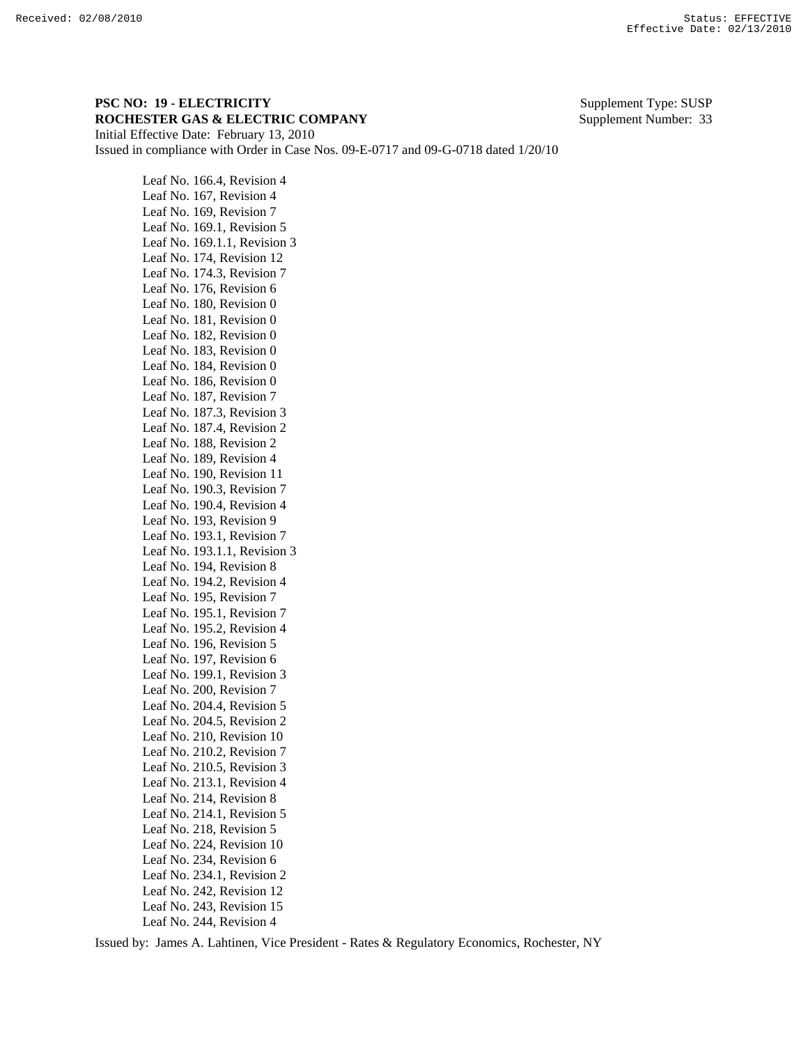**PSC NO: 19 - ELECTRICITY** Supplement Type: SUSP
**ROCHESTER GAS & ELECTRIC COMPANY** Supplement Number: 33
Initial Effective Date: February 13, 2010
Issued in compliance with Order in Case Nos. 09-E-0717 and 09-G-0718 dated 1/20/10

Leaf No. 166.4, Revision 4
Leaf No. 167, Revision 4
Leaf No. 169, Revision 7
Leaf No. 169.1, Revision 5
Leaf No. 169.1.1, Revision 3
Leaf No. 174, Revision 12
Leaf No. 174.3, Revision 7
Leaf No. 176, Revision 6
Leaf No. 180, Revision 0
Leaf No. 181, Revision 0
Leaf No. 182, Revision 0
Leaf No. 183, Revision 0
Leaf No. 184, Revision 0
Leaf No. 186, Revision 0
Leaf No. 187, Revision 7
Leaf No. 187.3, Revision 3
Leaf No. 187.4, Revision 2
Leaf No. 188, Revision 2
Leaf No. 189, Revision 4
Leaf No. 190, Revision 11
Leaf No. 190.3, Revision 7
Leaf No. 190.4, Revision 4
Leaf No. 193, Revision 9
Leaf No. 193.1, Revision 7
Leaf No. 193.1.1, Revision 3
Leaf No. 194, Revision 8
Leaf No. 194.2, Revision 4
Leaf No. 195, Revision 7
Leaf No. 195.1, Revision 7
Leaf No. 195.2, Revision 4
Leaf No. 196, Revision 5
Leaf No. 197, Revision 6
Leaf No. 199.1, Revision 3
Leaf No. 200, Revision 7
Leaf No. 204.4, Revision 5
Leaf No. 204.5, Revision 2
Leaf No. 210, Revision 10
Leaf No. 210.2, Revision 7
Leaf No. 210.5, Revision 3
Leaf No. 213.1, Revision 4
Leaf No. 214, Revision 8
Leaf No. 214.1, Revision 5
Leaf No. 218, Revision 5
Leaf No. 224, Revision 10
Leaf No. 234, Revision 6
Leaf No. 234.1, Revision 2
Leaf No. 242, Revision 12
Leaf No. 243, Revision 15
Leaf No. 244, Revision 4

Issued by: James A. Lahtinen, Vice President - Rates & Regulatory Economics, Rochester, NY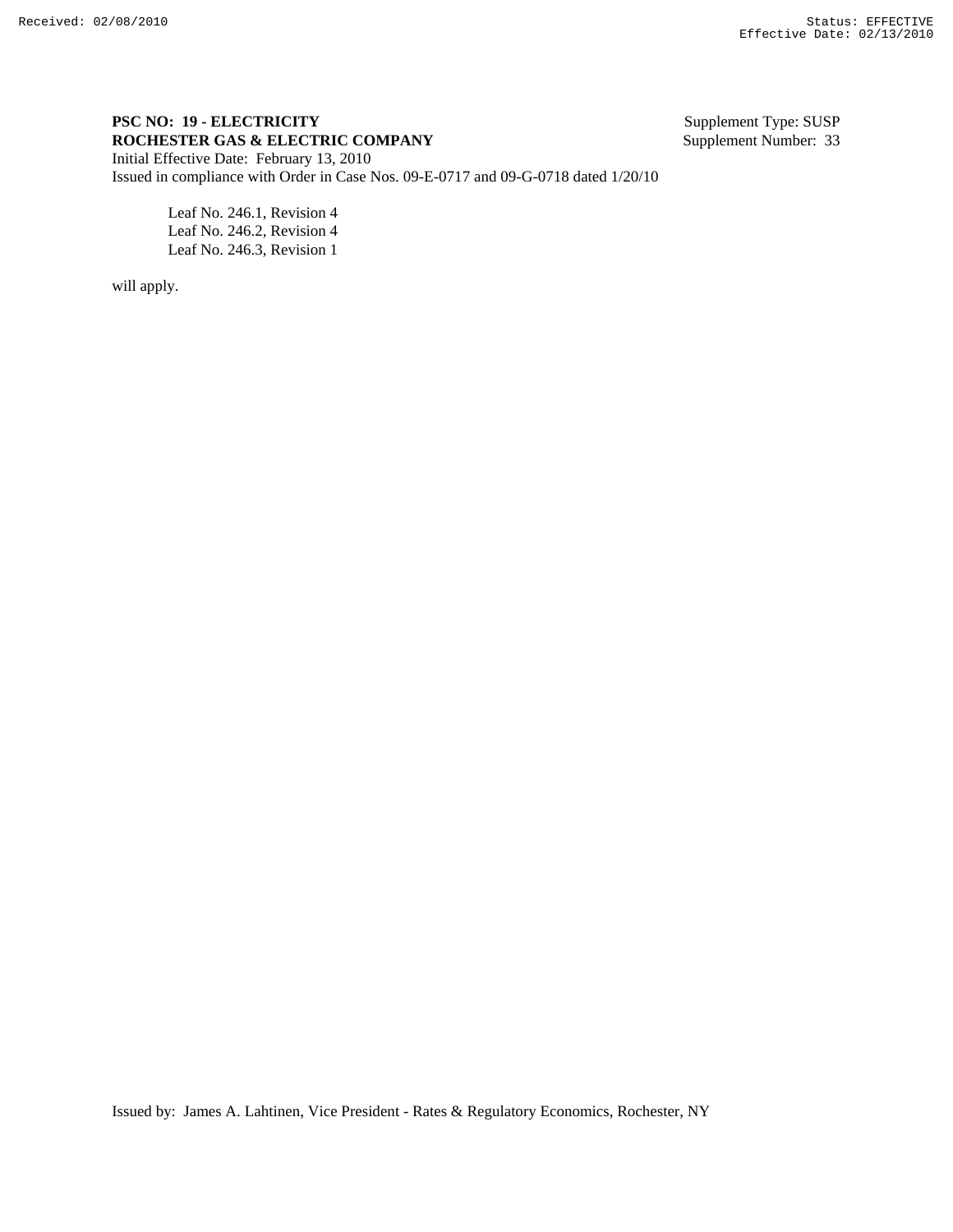Received: 02/08/2010 Status: EFFECTIVE
Effective Date: 02/13/2010

**PSC NO: 19 - ELECTRICITY** Supplement Type: SUSP
**ROCHESTER GAS & ELECTRIC COMPANY** Supplement Number: 33
Initial Effective Date: February 13, 2010
Issued in compliance with Order in Case Nos. 09-E-0717 and 09-G-0718 dated 1/20/10

Leaf No. 246.1, Revision 4
Leaf No. 246.2, Revision 4
Leaf No. 246.3, Revision 1

will apply.

Issued by: James A. Lahtinen, Vice President - Rates & Regulatory Economics, Rochester, NY